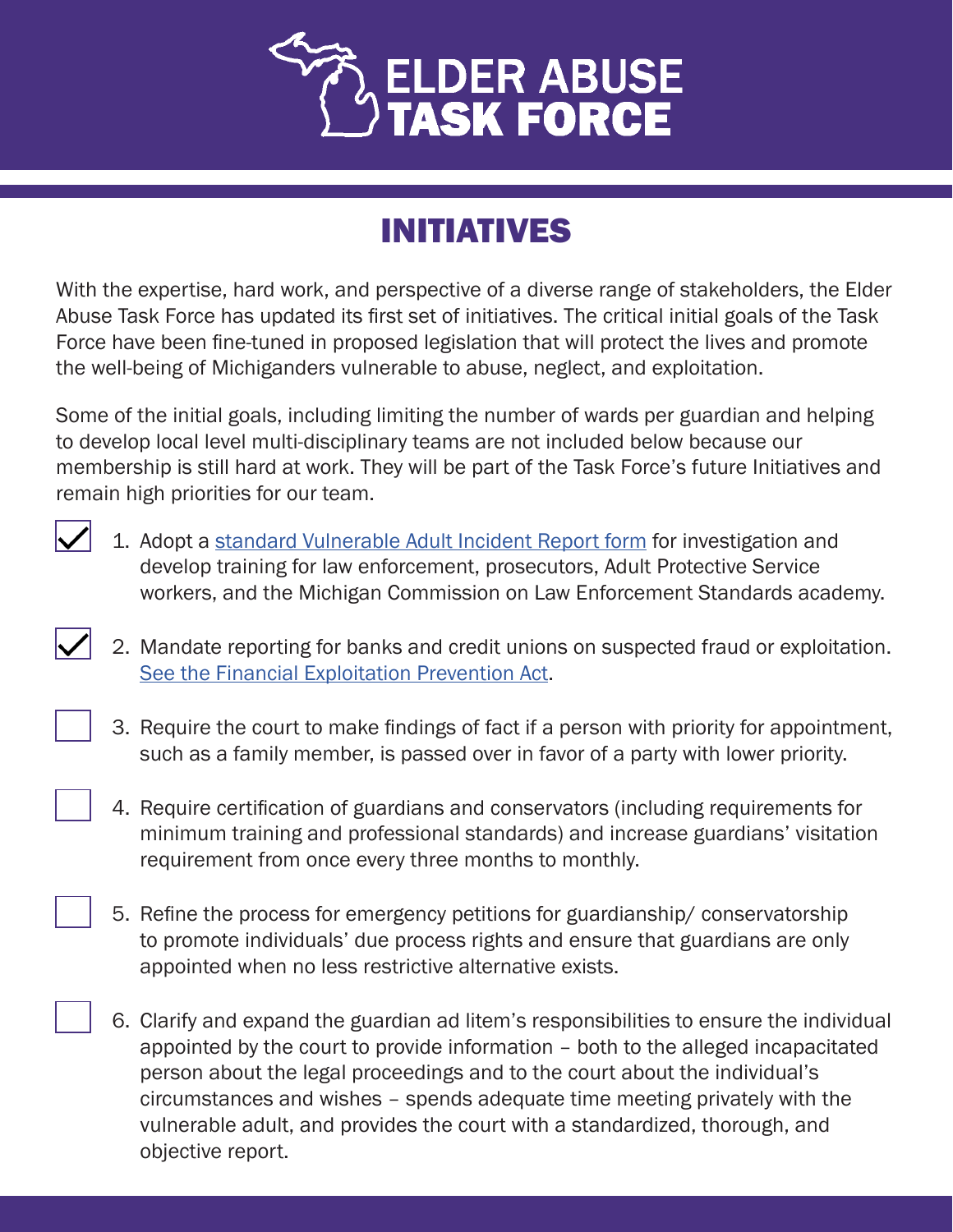# ELDER ABUSE TASK FORCE

## INITIATIVES

With the expertise, hard work, and perspective of a diverse range of stakeholders, the Elder Abuse Task Force has updated its first set of initiatives. The critical initial goals of the Task Force have been fine-tuned in proposed legislation that will protect the lives and promote the well-being of Michiganders vulnerable to abuse, neglect, and exploitation.

Some of the initial goals, including limiting the number of wards per guardian and helping to develop local level multi-disciplinary teams are not included below because our membership is still hard at work. They will be part of the Task Force's future Initiatives and remain high priorities for our team.

- [x] 1. Adopt a standard Vulnerable Adult Incident Report form for investigation and develop training for law enforcement, prosecutors, Adult Protective Service workers, and the Michigan Commission on Law Enforcement Standards academy.
- [x] 2. Mandate reporting for banks and credit unions on suspected fraud or exploitation. See the Financial Exploitation Prevention Act.
- [ ] 3. Require the court to make findings of fact if a person with priority for appointment, such as a family member, is passed over in favor of a party with lower priority.
- [ ] 4. Require certification of guardians and conservators (including requirements for minimum training and professional standards) and increase guardians' visitation requirement from once every three months to monthly.
- [ ] 5. Refine the process for emergency petitions for guardianship/ conservatorship to promote individuals' due process rights and ensure that guardians are only appointed when no less restrictive alternative exists.
- [ ] 6. Clarify and expand the guardian ad litem's responsibilities to ensure the individual appointed by the court to provide information – both to the alleged incapacitated person about the legal proceedings and to the court about the individual's circumstances and wishes – spends adequate time meeting privately with the vulnerable adult, and provides the court with a standardized, thorough, and objective report.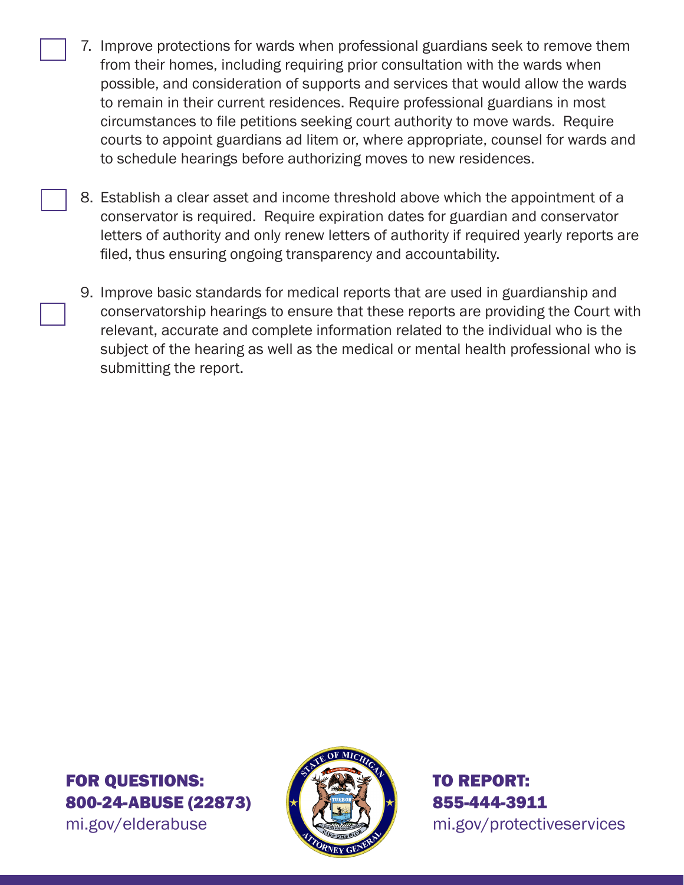- [ ] 7. Improve protections for wards when professional guardians seek to remove them from their homes, including requiring prior consultation with the wards when possible, and consideration of supports and services that would allow the wards to remain in their current residences. Require professional guardians in most circumstances to file petitions seeking court authority to move wards. Require courts to appoint guardians ad litem or, where appropriate, counsel for wards and to schedule hearings before authorizing moves to new residences.

- [ ] 8. Establish a clear asset and income threshold above which the appointment of a conservator is required. Require expiration dates for guardian and conservator letters of authority and only renew letters of authority if required yearly reports are filed, thus ensuring ongoing transparency and accountability.

- [ ] 9. Improve basic standards for medical reports that are used in guardianship and conservatorship hearings to ensure that these reports are providing the Court with relevant, accurate and complete information related to the individual who is the subject of the hearing as well as the medical or mental health professional who is submitting the report.

**FOR QUESTIONS:**
**800-24-ABUSE (22873)**
mi.gov/elderabuse

**TO REPORT:**
**855-444-3911**
mi.gov/protectiveservices